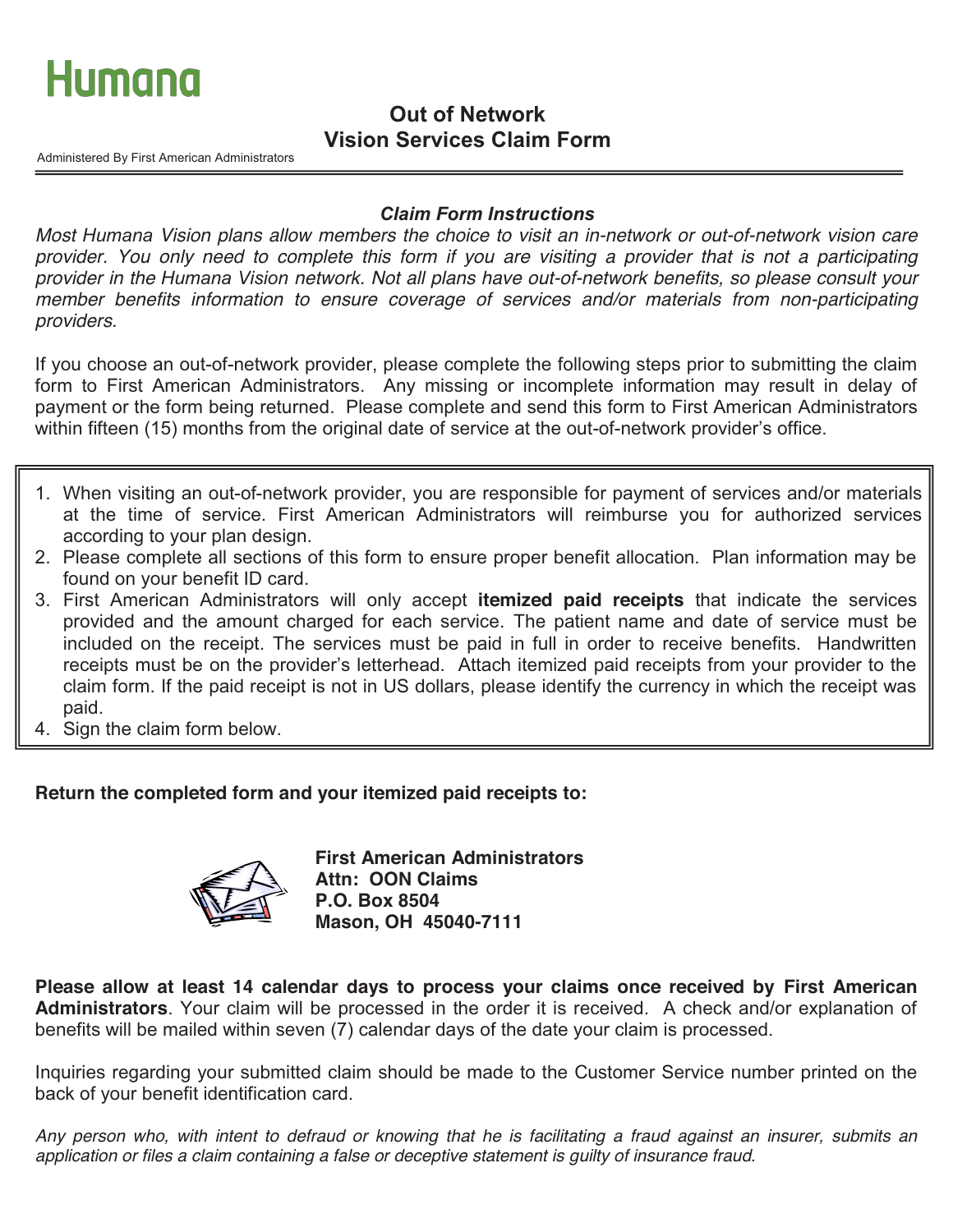# Humana

Administered By First American Administrators

## Out of Network
## Vision Services Claim Form

### *Claim Form Instructions*

*Most Humana Vision plans allow members the choice to visit an in-network or out-of-network vision care provider. You only need to complete this form if you are visiting a provider that is not a participating provider in the Humana Vision network. Not all plans have out-of-network benefits, so please consult your member benefits information to ensure coverage of services and/or materials from non-participating providers.*

If you choose an out-of-network provider, please complete the following steps prior to submitting the claim form to First American Administrators. Any missing or incomplete information may result in delay of payment or the form being returned. Please complete and send this form to First American Administrators within fifteen (15) months from the original date of service at the out-of-network provider's office.

1. When visiting an out-of-network provider, you are responsible for payment of services and/or materials at the time of service. First American Administrators will reimburse you for authorized services according to your plan design.
2. Please complete all sections of this form to ensure proper benefit allocation. Plan information may be found on your benefit ID card.
3. First American Administrators will only accept **itemized paid receipts** that indicate the services provided and the amount charged for each service. The patient name and date of service must be included on the receipt. The services must be paid in full in order to receive benefits. Handwritten receipts must be on the provider's letterhead. Attach itemized paid receipts from your provider to the claim form. If the paid receipt is not in US dollars, please identify the currency in which the receipt was paid.
4. Sign the claim form below.

**Return the completed form and your itemized paid receipts to:**

**First American Administrators**
**Attn: OON Claims**
**P.O. Box 8504**
**Mason, OH 45040-7111**

**Please allow at least 14 calendar days to process your claims once received by First American Administrators**. Your claim will be processed in the order it is received. A check and/or explanation of benefits will be mailed within seven (7) calendar days of the date your claim is processed.

Inquiries regarding your submitted claim should be made to the Customer Service number printed on the back of your benefit identification card.

*Any person who, with intent to defraud or knowing that he is facilitating a fraud against an insurer, submits an application or files a claim containing a false or deceptive statement is guilty of insurance fraud.*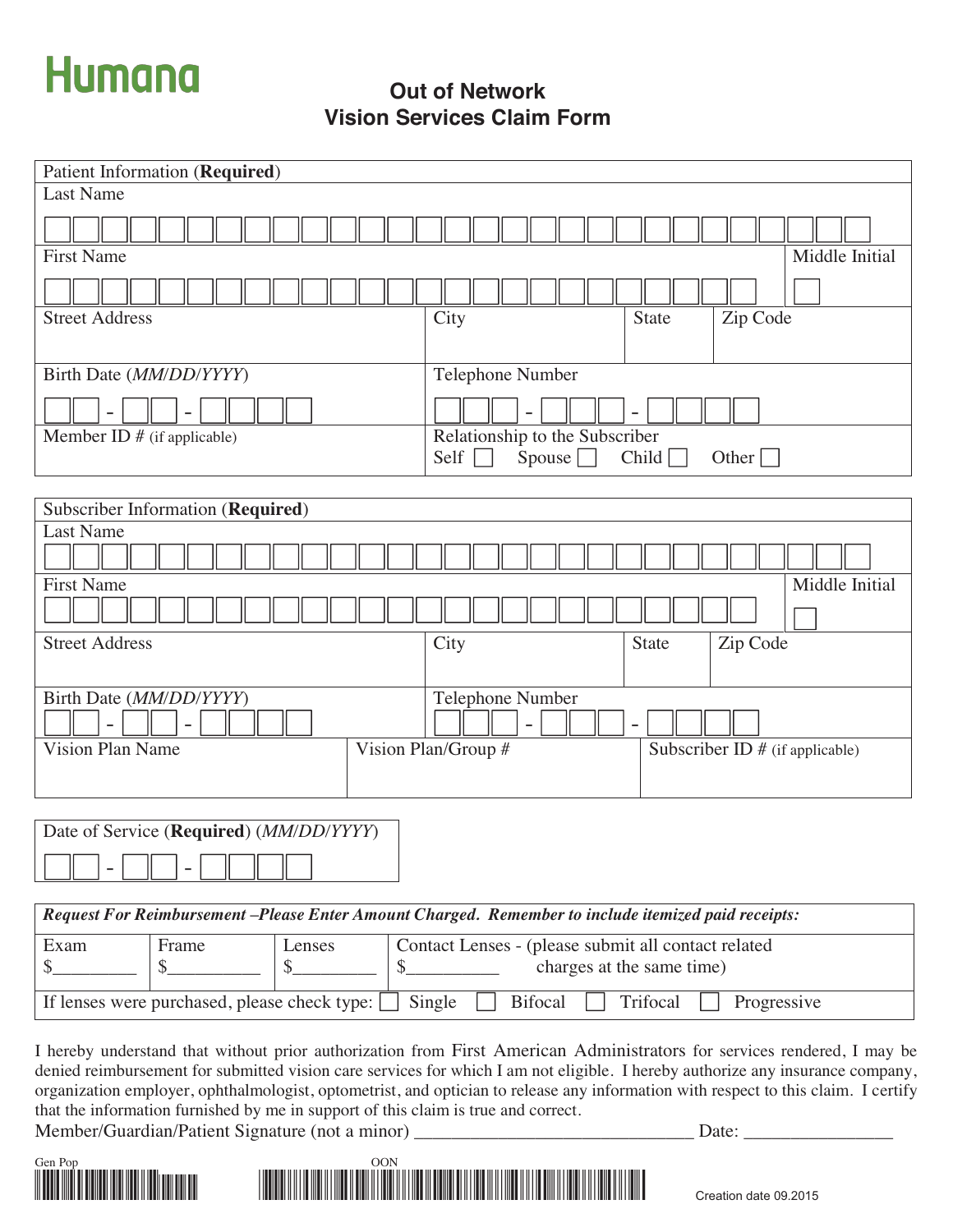Humana

# Out of Network Vision Services Claim Form

## Patient Information (**Required**)

| Field | |
|---|---|
| Last Name | |
| First Name | |
| Middle Initial | |
| Street Address | |
| City | |
| State | |
| Zip Code | |
| Birth Date (*MM/DD/YYYY*) | __ - __ - ____ |
| Telephone Number | ___ - ___ - ____ |
| Member ID # (if applicable) | |
| Relationship to the Subscriber | Self ☐ Spouse ☐ Child ☐ Other ☐ |

## Subscriber Information (**Required**)

| Field | |
|---|---|
| Last Name | |
| First Name | |
| Middle Initial | |
| Street Address | |
| City | |
| State | |
| Zip Code | |
| Birth Date (*MM/DD/YYYY*) | __ - __ - ____ |
| Telephone Number | ___ - ___ - ____ |
| Vision Plan Name | |
| Vision Plan/Group # | |
| Subscriber ID # (if applicable) | |

Date of Service (**Required**) (*MM/DD/YYYY*) __ - __ - ____

***Request For Reimbursement –Please Enter Amount Charged. Remember to include itemized paid receipts:***

| Exam | Frame | Lenses | Contact Lenses - (please submit all contact related charges at the same time) |
|---|---|---|---|
| $_________ | $_________ | $_________ | $_________ |

If lenses were purchased, please check type: ☐ Single ☐ Bifocal ☐ Trifocal ☐ Progressive

I hereby understand that without prior authorization from First American Administrators for services rendered, I may be denied reimbursement for submitted vision care services for which I am not eligible. I hereby authorize any insurance company, organization employer, ophthalmologist, optometrist, and optician to release any information with respect to this claim. I certify that the information furnished by me in support of this claim is true and correct.

Member/Guardian/Patient Signature (not a minor) ______________________________ Date: ________________

Gen Pop

OON

Creation date 09.2015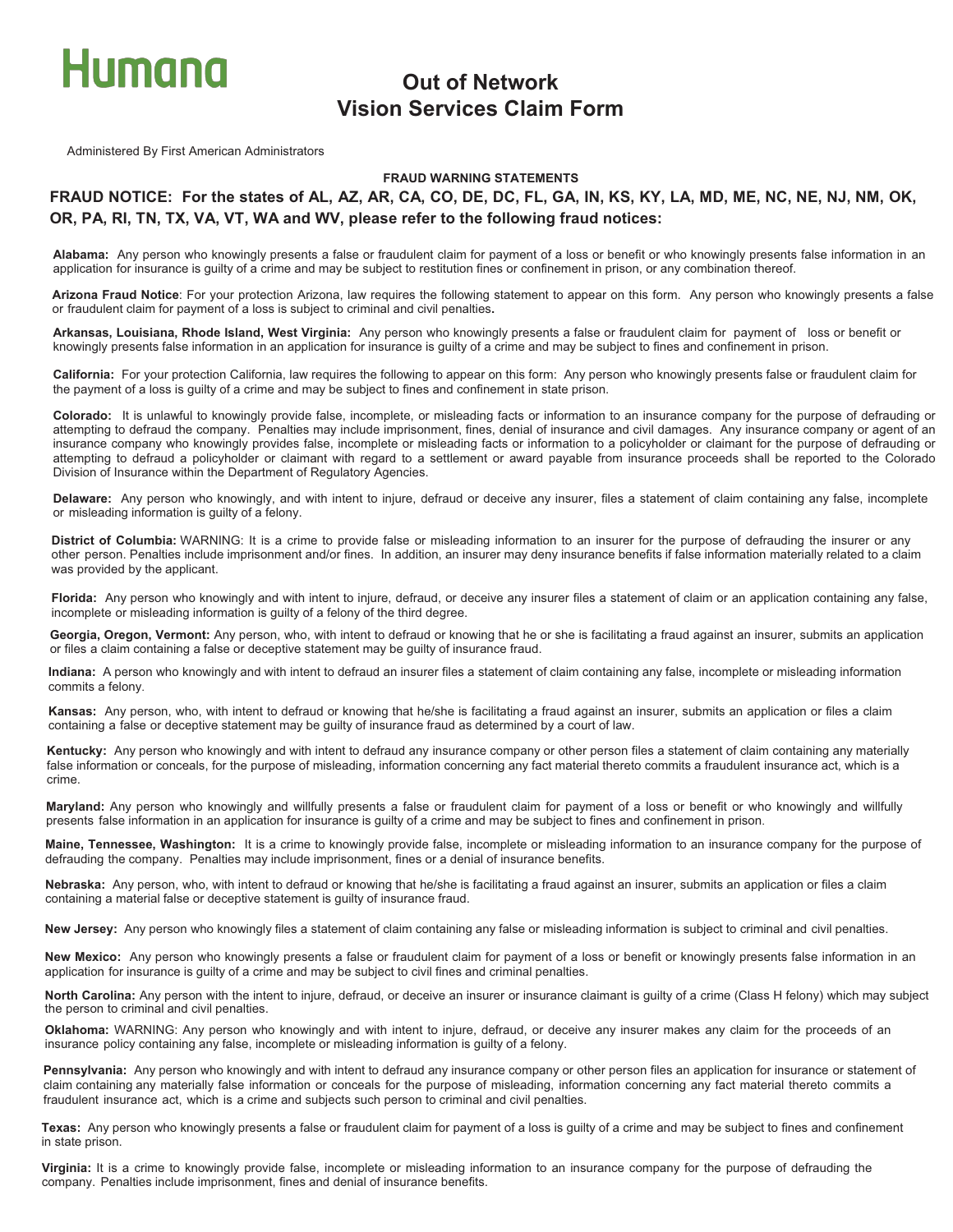# Humana

# Out of Network Vision Services Claim Form

Administered By First American Administrators

## FRAUD WARNING STATEMENTS

### FRAUD NOTICE: For the states of AL, AZ, AR, CA, CO, DE, DC, FL, GA, IN, KS, KY, LA, MD, ME, NC, NE, NJ, NM, OK, OR, PA, RI, TN, TX, VA, VT, WA and WV, please refer to the following fraud notices:

**Alabama:** Any person who knowingly presents a false or fraudulent claim for payment of a loss or benefit or who knowingly presents false information in an application for insurance is guilty of a crime and may be subject to restitution fines or confinement in prison, or any combination thereof.

**Arizona Fraud Notice**: For your protection Arizona, law requires the following statement to appear on this form. Any person who knowingly presents a false or fraudulent claim for payment of a loss is subject to criminal and civil penalties**.**

**Arkansas, Louisiana, Rhode Island, West Virginia:** Any person who knowingly presents a false or fraudulent claim for payment of loss or benefit or knowingly presents false information in an application for insurance is guilty of a crime and may be subject to fines and confinement in prison.

**California:** For your protection California, law requires the following to appear on this form: Any person who knowingly presents false or fraudulent claim for the payment of a loss is guilty of a crime and may be subject to fines and confinement in state prison.

**Colorado:** It is unlawful to knowingly provide false, incomplete, or misleading facts or information to an insurance company for the purpose of defrauding or attempting to defraud the company. Penalties may include imprisonment, fines, denial of insurance and civil damages. Any insurance company or agent of an insurance company who knowingly provides false, incomplete or misleading facts or information to a policyholder or claimant for the purpose of defrauding or attempting to defraud a policyholder or claimant with regard to a settlement or award payable from insurance proceeds shall be reported to the Colorado Division of Insurance within the Department of Regulatory Agencies.

**Delaware:** Any person who knowingly, and with intent to injure, defraud or deceive any insurer, files a statement of claim containing any false, incomplete or misleading information is guilty of a felony.

**District of Columbia:** WARNING: It is a crime to provide false or misleading information to an insurer for the purpose of defrauding the insurer or any other person. Penalties include imprisonment and/or fines. In addition, an insurer may deny insurance benefits if false information materially related to a claim was provided by the applicant.

**Florida:** Any person who knowingly and with intent to injure, defraud, or deceive any insurer files a statement of claim or an application containing any false, incomplete or misleading information is guilty of a felony of the third degree.

**Georgia, Oregon, Vermont:** Any person, who, with intent to defraud or knowing that he or she is facilitating a fraud against an insurer, submits an application or files a claim containing a false or deceptive statement may be guilty of insurance fraud.

**Indiana:** A person who knowingly and with intent to defraud an insurer files a statement of claim containing any false, incomplete or misleading information commits a felony.

**Kansas:** Any person, who, with intent to defraud or knowing that he/she is facilitating a fraud against an insurer, submits an application or files a claim containing a false or deceptive statement may be guilty of insurance fraud as determined by a court of law.

**Kentucky:** Any person who knowingly and with intent to defraud any insurance company or other person files a statement of claim containing any materially false information or conceals, for the purpose of misleading, information concerning any fact material thereto commits a fraudulent insurance act, which is a crime.

**Maryland:** Any person who knowingly and willfully presents a false or fraudulent claim for payment of a loss or benefit or who knowingly and willfully presents false information in an application for insurance is guilty of a crime and may be subject to fines and confinement in prison.

**Maine, Tennessee, Washington:** It is a crime to knowingly provide false, incomplete or misleading information to an insurance company for the purpose of defrauding the company. Penalties may include imprisonment, fines or a denial of insurance benefits.

**Nebraska:** Any person, who, with intent to defraud or knowing that he/she is facilitating a fraud against an insurer, submits an application or files a claim containing a material false or deceptive statement is guilty of insurance fraud.

**New Jersey:** Any person who knowingly files a statement of claim containing any false or misleading information is subject to criminal and civil penalties.

**New Mexico:** Any person who knowingly presents a false or fraudulent claim for payment of a loss or benefit or knowingly presents false information in an application for insurance is guilty of a crime and may be subject to civil fines and criminal penalties.

**North Carolina:** Any person with the intent to injure, defraud, or deceive an insurer or insurance claimant is guilty of a crime (Class H felony) which may subject the person to criminal and civil penalties.

**Oklahoma:** WARNING: Any person who knowingly and with intent to injure, defraud, or deceive any insurer makes any claim for the proceeds of an insurance policy containing any false, incomplete or misleading information is guilty of a felony.

**Pennsylvania:** Any person who knowingly and with intent to defraud any insurance company or other person files an application for insurance or statement of claim containing any materially false information or conceals for the purpose of misleading, information concerning any fact material thereto commits a fraudulent insurance act, which is a crime and subjects such person to criminal and civil penalties.

**Texas:** Any person who knowingly presents a false or fraudulent claim for payment of a loss is guilty of a crime and may be subject to fines and confinement in state prison.

**Virginia:** It is a crime to knowingly provide false, incomplete or misleading information to an insurance company for the purpose of defrauding the company. Penalties include imprisonment, fines and denial of insurance benefits.